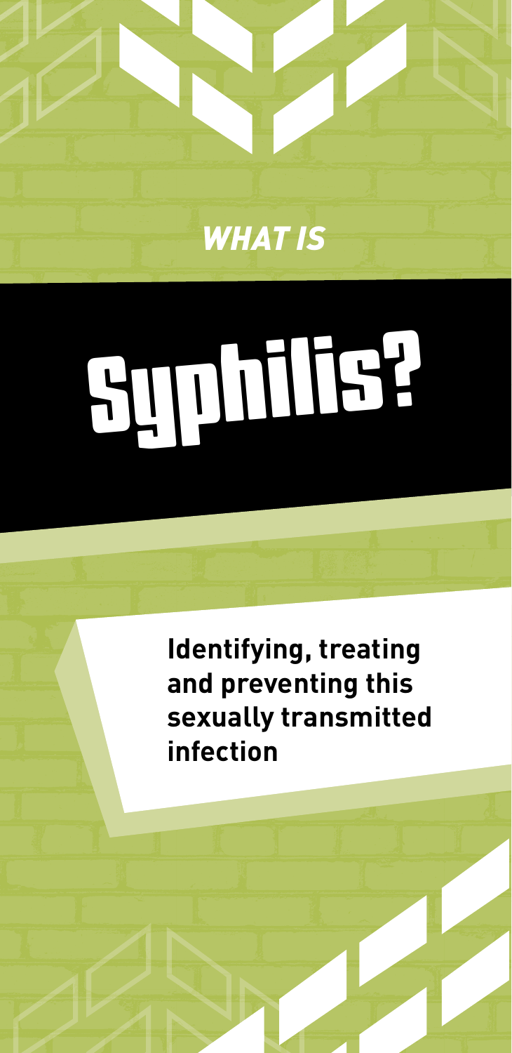*WHAT IS*

# Syphilis?

**Identifying, treating and preventing this sexually transmitted infection**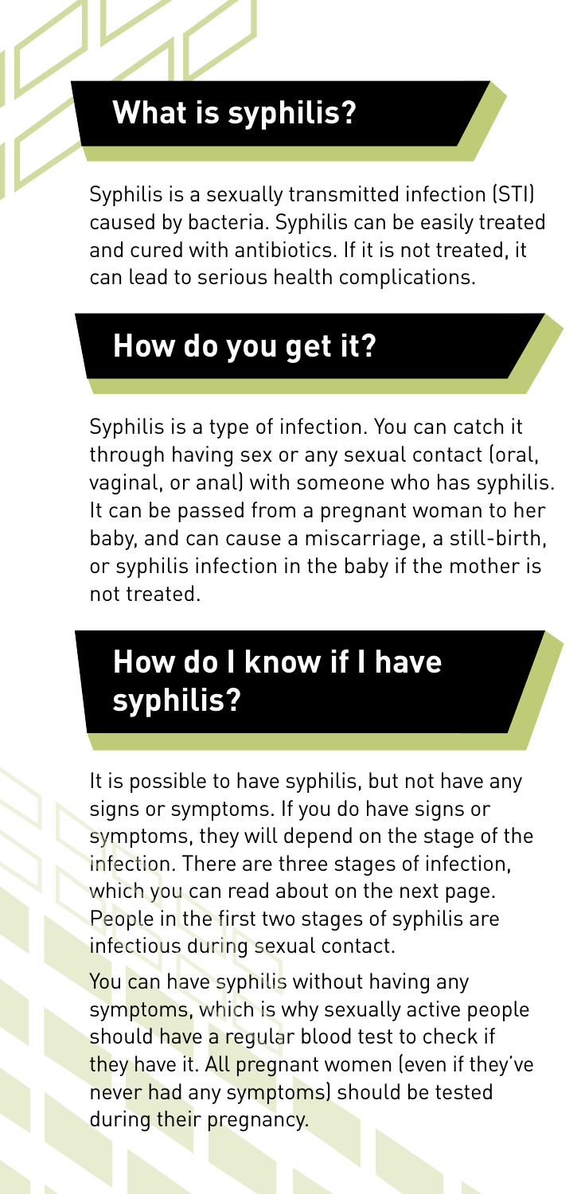## What is syphilis?

Syphilis is a sexually transmitted infection (STI) caused by bacteria. Syphilis can be easily treated and cured with antibiotics. If it is not treated, it can lead to serious health complications.

## How do you get it?

Syphilis is a type of infection. You can catch it through having sex or any sexual contact (oral, vaginal, or anal) with someone who has syphilis. It can be passed from a pregnant woman to her baby, and can cause a miscarriage, a still-birth, or syphilis infection in the baby if the mother is not treated.

## How do I know if I have syphilis?

It is possible to have syphilis, but not have any signs or symptoms. If you do have signs or symptoms, they will depend on the stage of the infection. There are three stages of infection, which you can read about on the next page. People in the first two stages of syphilis are infectious during sexual contact.

You can have syphilis without having any symptoms, which is why sexually active people should have a regular blood test to check if they have it. All pregnant women (even if they've never had any symptoms) should be tested during their pregnancy.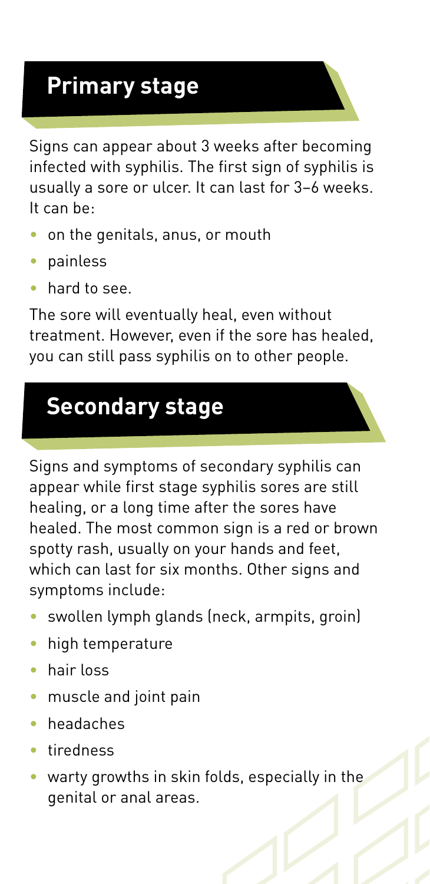## Primary stage

Signs can appear about 3 weeks after becoming infected with syphilis. The first sign of syphilis is usually a sore or ulcer. It can last for 3–6 weeks. It can be:

- on the genitals, anus, or mouth
- painless
- hard to see.

The sore will eventually heal, even without treatment. However, even if the sore has healed, you can still pass syphilis on to other people.

## Secondary stage

Signs and symptoms of secondary syphilis can appear while first stage syphilis sores are still healing, or a long time after the sores have healed. The most common sign is a red or brown spotty rash, usually on your hands and feet, which can last for six months. Other signs and symptoms include:

- swollen lymph glands (neck, armpits, groin)
- high temperature
- hair loss
- muscle and joint pain
- headaches
- tiredness
- warty growths in skin folds, especially in the genital or anal areas.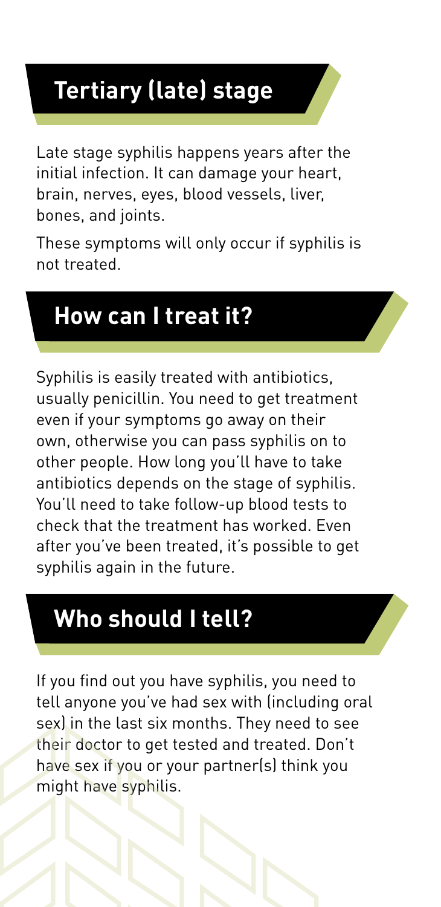## Tertiary (late) stage

Late stage syphilis happens years after the initial infection. It can damage your heart, brain, nerves, eyes, blood vessels, liver, bones, and joints.

These symptoms will only occur if syphilis is not treated.

## How can I treat it?

Syphilis is easily treated with antibiotics, usually penicillin. You need to get treatment even if your symptoms go away on their own, otherwise you can pass syphilis on to other people. How long you'll have to take antibiotics depends on the stage of syphilis. You'll need to take follow-up blood tests to check that the treatment has worked. Even after you've been treated, it's possible to get syphilis again in the future.

## Who should I tell?

If you find out you have syphilis, you need to tell anyone you've had sex with (including oral sex) in the last six months. They need to see their doctor to get tested and treated. Don't have sex if you or your partner(s) think you might have syphilis.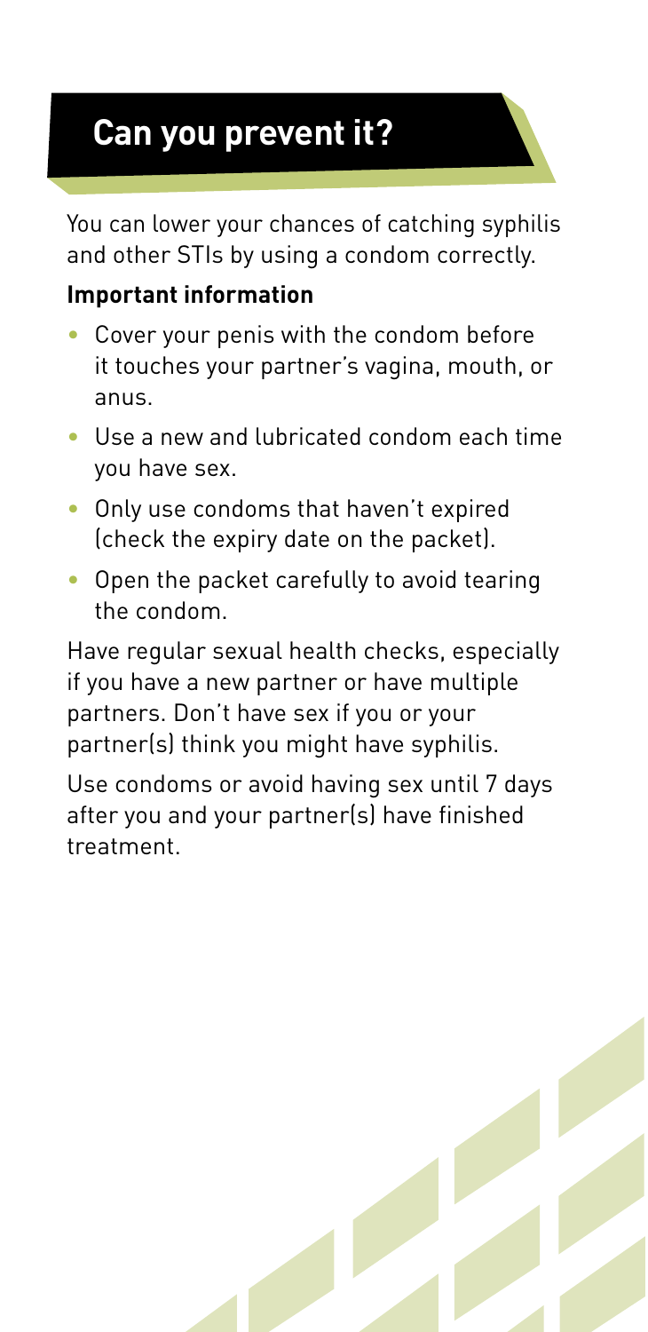## Can you prevent it?

You can lower your chances of catching syphilis and other STIs by using a condom correctly.

**Important information**

- Cover your penis with the condom before it touches your partner's vagina, mouth, or anus.
- Use a new and lubricated condom each time you have sex.
- Only use condoms that haven't expired (check the expiry date on the packet).
- Open the packet carefully to avoid tearing the condom.

Have regular sexual health checks, especially if you have a new partner or have multiple partners. Don't have sex if you or your partner(s) think you might have syphilis.

Use condoms or avoid having sex until 7 days after you and your partner(s) have finished treatment.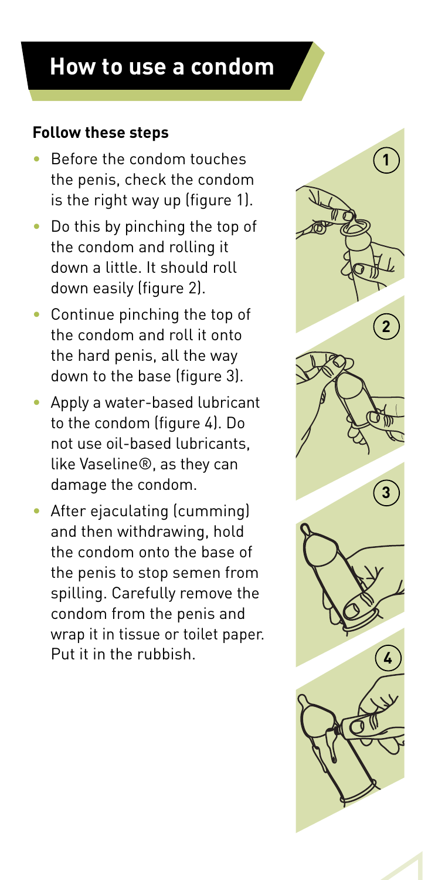## How to use a condom

**Follow these steps**

- Before the condom touches the penis, check the condom is the right way up (figure 1).
- Do this by pinching the top of the condom and rolling it down a little. It should roll down easily (figure 2).
- Continue pinching the top of the condom and roll it onto the hard penis, all the way down to the base (figure 3).
- Apply a water-based lubricant to the condom (figure 4). Do not use oil-based lubricants, like Vaseline®, as they can damage the condom.
- After ejaculating (cumming) and then withdrawing, hold the condom onto the base of the penis to stop semen from spilling. Carefully remove the condom from the penis and wrap it in tissue or toilet paper. Put it in the rubbish.

1

2

3

4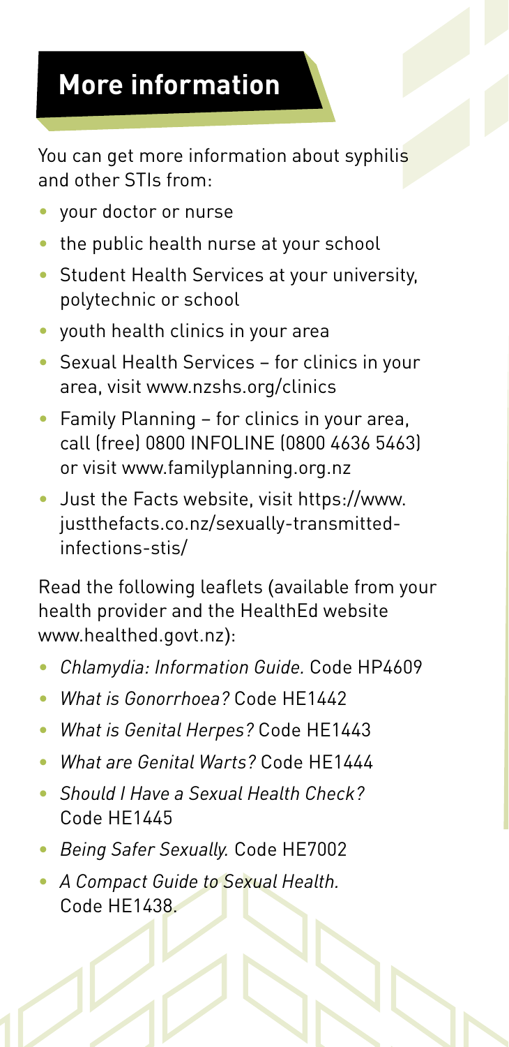## More information

You can get more information about syphilis and other STIs from:

- your doctor or nurse
- the public health nurse at your school
- Student Health Services at your university, polytechnic or school
- youth health clinics in your area
- Sexual Health Services – for clinics in your area, visit www.nzshs.org/clinics
- Family Planning – for clinics in your area, call (free) 0800 INFOLINE (0800 4636 5463) or visit www.familyplanning.org.nz
- Just the Facts website, visit https://www.justthefacts.co.nz/sexually-transmitted-infections-stis/

Read the following leaflets (available from your health provider and the HealthEd website www.healthed.govt.nz):

- *Chlamydia: Information Guide.* Code HP4609
- *What is Gonorrhoea?* Code HE1442
- *What is Genital Herpes?* Code HE1443
- *What are Genital Warts?* Code HE1444
- *Should I Have a Sexual Health Check?* Code HE1445
- *Being Safer Sexually.* Code HE7002
- *A Compact Guide to Sexual Health.* Code HE1438.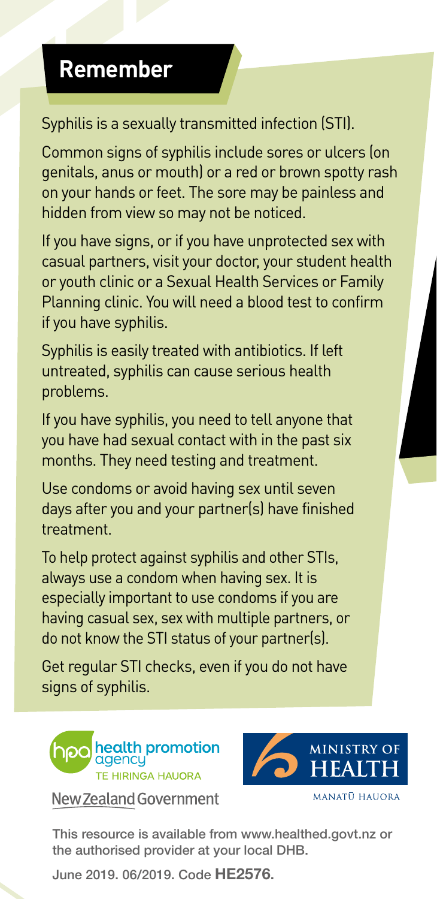## Remember

Syphilis is a sexually transmitted infection (STI).

Common signs of syphilis include sores or ulcers (on genitals, anus or mouth) or a red or brown spotty rash on your hands or feet. The sore may be painless and hidden from view so may not be noticed.

If you have signs, or if you have unprotected sex with casual partners, visit your doctor, your student health or youth clinic or a Sexual Health Services or Family Planning clinic. You will need a blood test to confirm if you have syphilis.

Syphilis is easily treated with antibiotics. If left untreated, syphilis can cause serious health problems.

If you have syphilis, you need to tell anyone that you have had sexual contact with in the past six months. They need testing and treatment.

Use condoms or avoid having sex until seven days after you and your partner(s) have finished treatment.

To help protect against syphilis and other STIs, always use a condom when having sex. It is especially important to use condoms if you are having casual sex, sex with multiple partners, or do not know the STI status of your partner(s).

Get regular STI checks, even if you do not have signs of syphilis.

hpa health promotion agency TE HIRINGA HAUORA

New Zealand Government

MINISTRY OF HEALTH MANATŪ HAUORA

This resource is available from www.healthed.govt.nz or the authorised provider at your local DHB.

June 2019. 06/2019. Code **HE2576**.